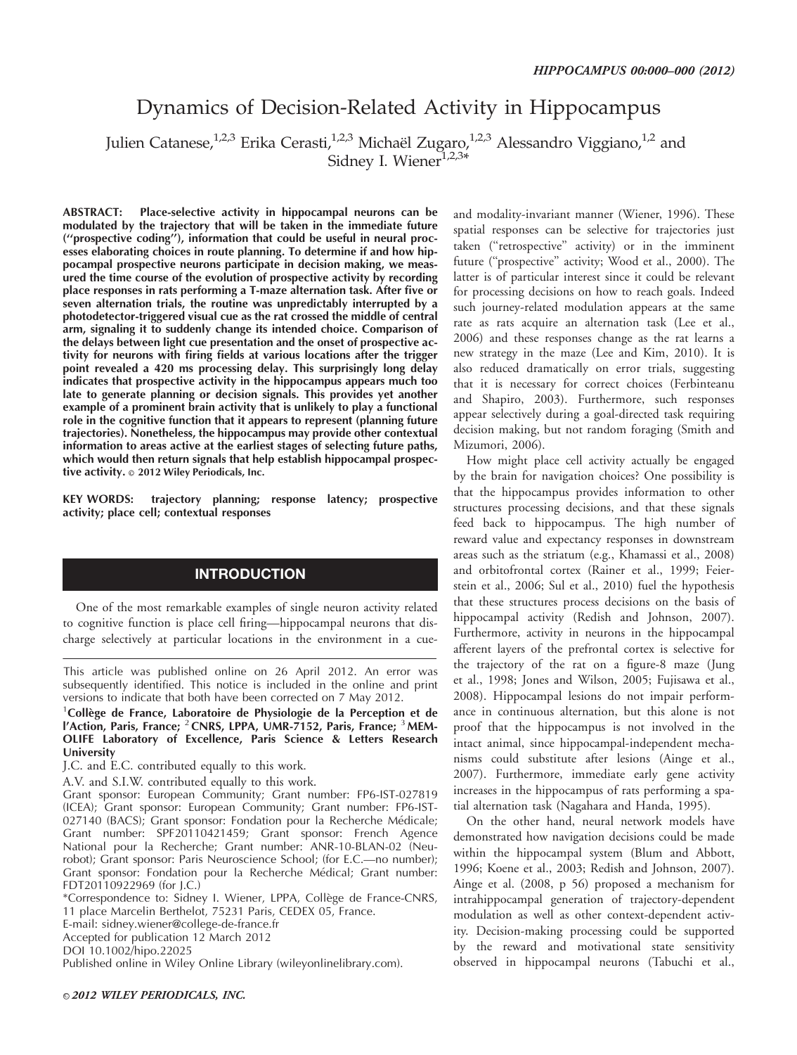# Dynamics of Decision-Related Activity in Hippocampus

Julien Catanese,[1,2,3] Erika Cerasti,[1,2,3] Michaël Zugaro,[1,2,3] Alessandro Viggiano,[1,2] and Sidney I. Wiener[1,2,3]*

**ABSTRACT: Place-selective activity in hippocampal neurons can be modulated by the trajectory that will be taken in the immediate future (''prospective coding''), information that could be useful in neural processes elaborating choices in route planning. To determine if and how hippocampal prospective neurons participate in decision making, we measured the time course of the evolution of prospective activity by recording place responses in rats performing a T-maze alternation task. After five or seven alternation trials, the routine was unpredictably interrupted by a photodetector-triggered visual cue as the rat crossed the middle of central arm, signaling it to suddenly change its intended choice. Comparison of the delays between light cue presentation and the onset of prospective activity for neurons with firing fields at various locations after the trigger point revealed a 420 ms processing delay. This surprisingly long delay indicates that prospective activity in the hippocampus appears much too late to generate planning or decision signals. This provides yet another example of a prominent brain activity that is unlikely to play a functional role in the cognitive function that it appears to represent (planning future trajectories). Nonetheless, the hippocampus may provide other contextual information to areas active at the earliest stages of selecting future paths, which would then return signals that help establish hippocampal prospective activity. © 2012 Wiley Periodicals, Inc.**

**KEY WORDS: trajectory planning; response latency; prospective activity; place cell; contextual responses**

## INTRODUCTION

One of the most remarkable examples of single neuron activity related to cognitive function is place cell firing—hippocampal neurons that discharge selectively at particular locations in the environment in a cue- and modality-invariant manner (Wiener, 1996). These spatial responses can be selective for trajectories just taken (''retrospective'' activity) or in the imminent future (''prospective'' activity; Wood et al., 2000). The latter is of particular interest since it could be relevant for processing decisions on how to reach goals. Indeed such journey-related modulation appears at the same rate as rats acquire an alternation task (Lee et al., 2006) and these responses change as the rat learns a new strategy in the maze (Lee and Kim, 2010). It is also reduced dramatically on error trials, suggesting that it is necessary for correct choices (Ferbinteanu and Shapiro, 2003). Furthermore, such responses appear selectively during a goal-directed task requiring decision making, but not random foraging (Smith and Mizumori, 2006).

How might place cell activity actually be engaged by the brain for navigation choices? One possibility is that the hippocampus provides information to other structures processing decisions, and that these signals feed back to hippocampus. The high number of reward value and expectancy responses in downstream areas such as the striatum (e.g., Khamassi et al., 2008) and orbitofrontal cortex (Rainer et al., 1999; Feierstein et al., 2006; Sul et al., 2010) fuel the hypothesis that these structures process decisions on the basis of hippocampal activity (Redish and Johnson, 2007). Furthermore, activity in neurons in the hippocampal afferent layers of the prefrontal cortex is selective for the trajectory of the rat on a figure-8 maze (Jung et al., 1998; Jones and Wilson, 2005; Fujisawa et al., 2008). Hippocampal lesions do not impair performance in continuous alternation, but this alone is not proof that the hippocampus is not involved in the intact animal, since hippocampal-independent mechanisms could substitute after lesions (Ainge et al., 2007). Furthermore, immediate early gene activity increases in the hippocampus of rats performing a spatial alternation task (Nagahara and Handa, 1995).

On the other hand, neural network models have demonstrated how navigation decisions could be made within the hippocampal system (Blum and Abbott, 1996; Koene et al., 2003; Redish and Johnson, 2007). Ainge et al. (2008, p 56) proposed a mechanism for intrahippocampal generation of trajectory-dependent modulation as well as other context-dependent activity. Decision-making processing could be supported by the reward and motivational state sensitivity observed in hippocampal neurons (Tabuchi et al.,

---

This article was published online on 26 April 2012. An error was subsequently identified. This notice is included in the online and print versions to indicate that both have been corrected on 7 May 2012.

[1]Collège de France, Laboratoire de Physiologie de la Perception et de l'Action, Paris, France; [2]CNRS, LPPA, UMR-7152, Paris, France; [3]MEMOLIFE Laboratory of Excellence, Paris Science & Letters Research University

J.C. and E.C. contributed equally to this work.

A.V. and S.I.W. contributed equally to this work.

Grant sponsor: European Community; Grant number: FP6-IST-027819 (ICEA); Grant sponsor: European Community; Grant number: FP6-IST-027140 (BACS); Grant sponsor: Fondation pour la Recherche Médicale; Grant number: SPF20110421459; Grant sponsor: French Agence National pour la Recherche; Grant number: ANR-10-BLAN-02 (Neurobot); Grant sponsor: Paris Neuroscience School; (for E.C.—no number); Grant sponsor: Fondation pour la Recherche Médical; Grant number: FDT20110922969 (for J.C.)

*Correspondence to: Sidney I. Wiener, LPPA, Collège de France-CNRS, 11 place Marcelin Berthelot, 75231 Paris, CEDEX 05, France.
E-mail: sidney.wiener@college-de-france.fr

Accepted for publication 12 March 2012

DOI 10.1002/hipo.22025

Published online in Wiley Online Library (wileyonlinelibrary.com).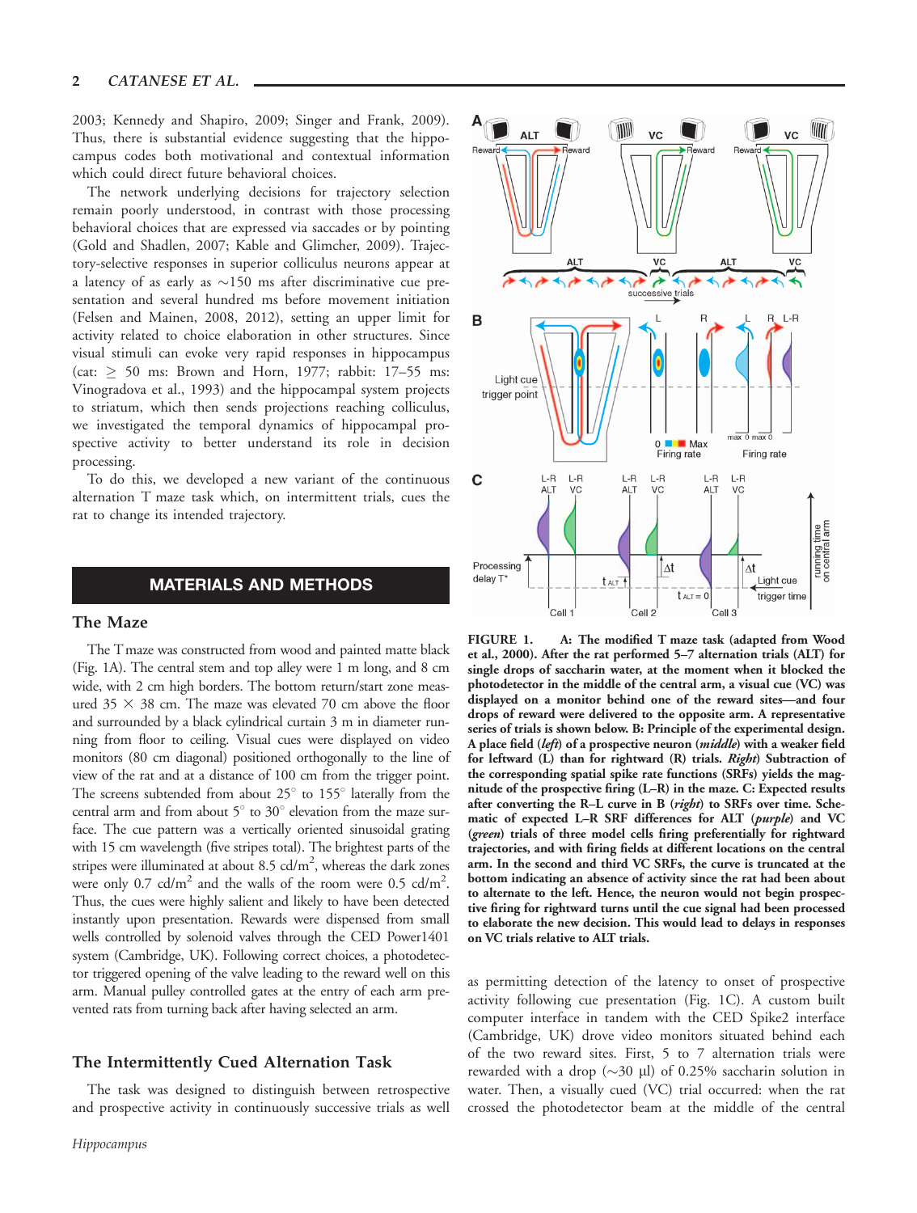2003; Kennedy and Shapiro, 2009; Singer and Frank, 2009). Thus, there is substantial evidence suggesting that the hippocampus codes both motivational and contextual information which could direct future behavioral choices.

The network underlying decisions for trajectory selection remain poorly understood, in contrast with those processing behavioral choices that are expressed via saccades or by pointing (Gold and Shadlen, 2007; Kable and Glimcher, 2009). Trajectory-selective responses in superior colliculus neurons appear at a latency of as early as ~150 ms after discriminative cue presentation and several hundred ms before movement initiation (Felsen and Mainen, 2008, 2012), setting an upper limit for activity related to choice elaboration in other structures. Since visual stimuli can evoke very rapid responses in hippocampus (cat: ≥ 50 ms: Brown and Horn, 1977; rabbit: 17–55 ms: Vinogradova et al., 1993) and the hippocampal system projects to striatum, which then sends projections reaching colliculus, we investigated the temporal dynamics of hippocampal prospective activity to better understand its role in decision processing.

To do this, we developed a new variant of the continuous alternation T maze task which, on intermittent trials, cues the rat to change its intended trajectory.

A
ALT
Reward
Reward
VC
Reward
Reward
VC
ALT
VC
ALT
VC
successive trials

B
L
R
L
R
L-R
Light cue
trigger point
0
Max
Firing rate
max 0 max 0
Firing rate

C
L-R
ALT
L-R
VC
L-R
ALT
L-R
VC
L-R
ALT
L-R
VC
Processing
delay T*
t ALT
Δt
t ALT = 0
Δt
Light cue
trigger time
running time
on central arm
Cell 1
Cell 2
Cell 3

**FIGURE 1.** **A: The modified T maze task (adapted from Wood et al., 2000). After the rat performed 5–7 alternation trials (ALT) for single drops of saccharin water, at the moment when it blocked the photodetector in the middle of the central arm, a visual cue (VC) was displayed on a monitor behind one of the reward sites—and four drops of reward were delivered to the opposite arm. A representative series of trials is shown below. B: Principle of the experimental design. A place field (*left*) of a prospective neuron (*middle*) with a weaker field for leftward (L) than for rightward (R) trials. *Right*) Subtraction of the corresponding spatial spike rate functions (SRFs) yields the magnitude of the prospective firing (L–R) in the maze. C: Expected results after converting the R–L curve in B (*right*) to SRFs over time. Schematic of expected L–R SRF differences for ALT (*purple*) and VC (*green*) trials of three model cells firing preferentially for rightward trajectories, and with firing fields at different locations on the central arm. In the second and third VC SRFs, the curve is truncated at the bottom indicating an absence of activity since the rat had been about to alternate to the left. Hence, the neuron would not begin prospective firing for rightward turns until the cue signal had been processed to elaborate the new decision. This would lead to delays in responses on VC trials relative to ALT trials.**

## MATERIALS AND METHODS

### The Maze

The T maze was constructed from wood and painted matte black (Fig. 1A). The central stem and top alley were 1 m long, and 8 cm wide, with 2 cm high borders. The bottom return/start zone measured 35 × 38 cm. The maze was elevated 70 cm above the floor and surrounded by a black cylindrical curtain 3 m in diameter running from floor to ceiling. Visual cues were displayed on video monitors (80 cm diagonal) positioned orthogonally to the line of view of the rat and at a distance of 100 cm from the trigger point. The screens subtended from about 25° to 155° laterally from the central arm and from about 5° to 30° elevation from the maze surface. The cue pattern was a vertically oriented sinusoidal grating with 15 cm wavelength (five stripes total). The brightest parts of the stripes were illuminated at about 8.5 cd/m$^2$, whereas the dark zones were only 0.7 cd/m$^2$ and the walls of the room were 0.5 cd/m$^2$. Thus, the cues were highly salient and likely to have been detected instantly upon presentation. Rewards were dispensed from small wells controlled by solenoid valves through the CED Power1401 system (Cambridge, UK). Following correct choices, a photodetector triggered opening of the valve leading to the reward well on this arm. Manual pulley controlled gates at the entry of each arm prevented rats from turning back after having selected an arm.

### The Intermittently Cued Alternation Task

The task was designed to distinguish between retrospective and prospective activity in continuously successive trials as well as permitting detection of the latency to onset of prospective activity following cue presentation (Fig. 1C). A custom built computer interface in tandem with the CED Spike2 interface (Cambridge, UK) drove video monitors situated behind each of the two reward sites. First, 5 to 7 alternation trials were rewarded with a drop (~30 μl) of 0.25% saccharin solution in water. Then, a visually cued (VC) trial occurred: when the rat crossed the photodetector beam at the middle of the central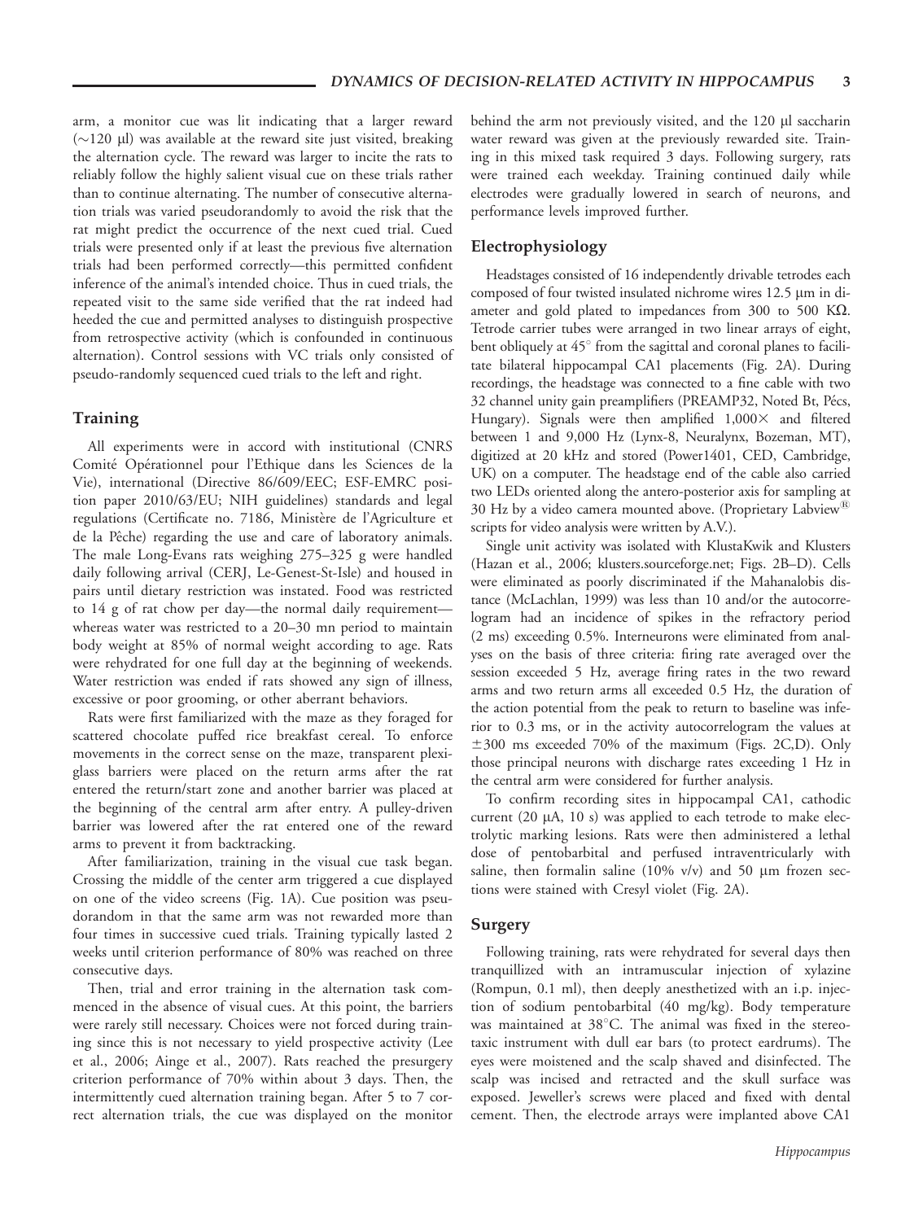arm, a monitor cue was lit indicating that a larger reward (~120 μl) was available at the reward site just visited, breaking the alternation cycle. The reward was larger to incite the rats to reliably follow the highly salient visual cue on these trials rather than to continue alternating. The number of consecutive alternation trials was varied pseudorandomly to avoid the risk that the rat might predict the occurrence of the next cued trial. Cued trials were presented only if at least the previous five alternation trials had been performed correctly—this permitted confident inference of the animal's intended choice. Thus in cued trials, the repeated visit to the same side verified that the rat indeed had heeded the cue and permitted analyses to distinguish prospective from retrospective activity (which is confounded in continuous alternation). Control sessions with VC trials only consisted of pseudo-randomly sequenced cued trials to the left and right.

## Training

All experiments were in accord with institutional (CNRS Comité Opérationnel pour l'Ethique dans les Sciences de la Vie), international (Directive 86/609/EEC; ESF-EMRC position paper 2010/63/EU; NIH guidelines) standards and legal regulations (Certificate no. 7186, Ministère de l'Agriculture et de la Pêche) regarding the use and care of laboratory animals. The male Long-Evans rats weighing 275–325 g were handled daily following arrival (CERJ, Le-Genest-St-Isle) and housed in pairs until dietary restriction was instated. Food was restricted to 14 g of rat chow per day—the normal daily requirement—whereas water was restricted to a 20–30 mn period to maintain body weight at 85% of normal weight according to age. Rats were rehydrated for one full day at the beginning of weekends. Water restriction was ended if rats showed any sign of illness, excessive or poor grooming, or other aberrant behaviors.

Rats were first familiarized with the maze as they foraged for scattered chocolate puffed rice breakfast cereal. To enforce movements in the correct sense on the maze, transparent plexiglass barriers were placed on the return arms after the rat entered the return/start zone and another barrier was placed at the beginning of the central arm after entry. A pulley-driven barrier was lowered after the rat entered one of the reward arms to prevent it from backtracking.

After familiarization, training in the visual cue task began. Crossing the middle of the center arm triggered a cue displayed on one of the video screens (Fig. 1A). Cue position was pseudorandom in that the same arm was not rewarded more than four times in successive cued trials. Training typically lasted 2 weeks until criterion performance of 80% was reached on three consecutive days.

Then, trial and error training in the alternation task commenced in the absence of visual cues. At this point, the barriers were rarely still necessary. Choices were not forced during training since this is not necessary to yield prospective activity (Lee et al., 2006; Ainge et al., 2007). Rats reached the presurgery criterion performance of 70% within about 3 days. Then, the intermittently cued alternation training began. After 5 to 7 correct alternation trials, the cue was displayed on the monitor behind the arm not previously visited, and the 120 μl saccharin water reward was given at the previously rewarded site. Training in this mixed task required 3 days. Following surgery, rats were trained each weekday. Training continued daily while electrodes were gradually lowered in search of neurons, and performance levels improved further.

## Electrophysiology

Headstages consisted of 16 independently drivable tetrodes each composed of four twisted insulated nichrome wires 12.5 μm in diameter and gold plated to impedances from 300 to 500 KΩ. Tetrode carrier tubes were arranged in two linear arrays of eight, bent obliquely at 45° from the sagittal and coronal planes to facilitate bilateral hippocampal CA1 placements (Fig. 2A). During recordings, the headstage was connected to a fine cable with two 32 channel unity gain preamplifiers (PREAMP32, Noted Bt, Pécs, Hungary). Signals were then amplified 1,000× and filtered between 1 and 9,000 Hz (Lynx-8, Neuralynx, Bozeman, MT), digitized at 20 kHz and stored (Power1401, CED, Cambridge, UK) on a computer. The headstage end of the cable also carried two LEDs oriented along the antero-posterior axis for sampling at 30 Hz by a video camera mounted above. (Proprietary Labview® scripts for video analysis were written by A.V.).

Single unit activity was isolated with KlustaKwik and Klusters (Hazan et al., 2006; klusters.sourceforge.net; Figs. 2B–D). Cells were eliminated as poorly discriminated if the Mahanalobis distance (McLachlan, 1999) was less than 10 and/or the autocorrelogram had an incidence of spikes in the refractory period (2 ms) exceeding 0.5%. Interneurons were eliminated from analyses on the basis of three criteria: firing rate averaged over the session exceeded 5 Hz, average firing rates in the two reward arms and two return arms all exceeded 0.5 Hz, the duration of the action potential from the peak to return to baseline was inferior to 0.3 ms, or in the activity autocorrelogram the values at ±300 ms exceeded 70% of the maximum (Figs. 2C,D). Only those principal neurons with discharge rates exceeding 1 Hz in the central arm were considered for further analysis.

To confirm recording sites in hippocampal CA1, cathodic current (20 μA, 10 s) was applied to each tetrode to make electrolytic marking lesions. Rats were then administered a lethal dose of pentobarbital and perfused intraventricularly with saline, then formalin saline (10% v/v) and 50 μm frozen sections were stained with Cresyl violet (Fig. 2A).

## Surgery

Following training, rats were rehydrated for several days then tranquillized with an intramuscular injection of xylazine (Rompun, 0.1 ml), then deeply anesthetized with an i.p. injection of sodium pentobarbital (40 mg/kg). Body temperature was maintained at 38°C. The animal was fixed in the stereotaxic instrument with dull ear bars (to protect eardrums). The eyes were moistened and the scalp shaved and disinfected. The scalp was incised and retracted and the skull surface was exposed. Jeweller's screws were placed and fixed with dental cement. Then, the electrode arrays were implanted above CA1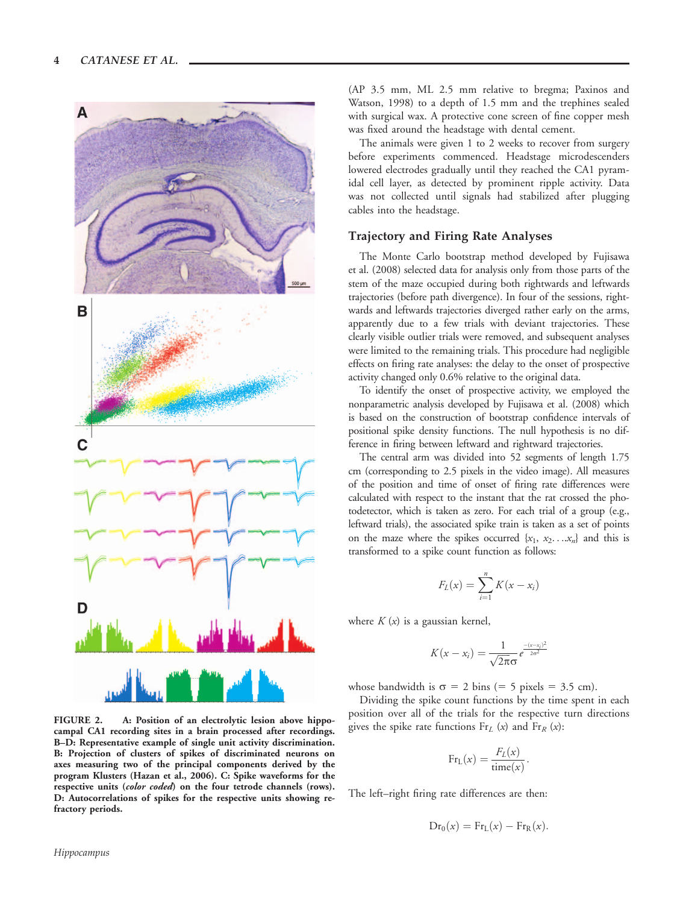FIGURE 2. A: Position of an electrolytic lesion above hippocampal CA1 recording sites in a brain processed after recordings. B–D: Representative example of single unit activity discrimination. B: Projection of clusters of spikes of discriminated neurons on axes measuring two of the principal components derived by the program Klusters (Hazan et al., 2006). C: Spike waveforms for the respective units (*color coded*) on the four tetrode channels (rows). D: Autocorrelations of spikes for the respective units showing refractory periods.

(AP 3.5 mm, ML 2.5 mm relative to bregma; Paxinos and Watson, 1998) to a depth of 1.5 mm and the trephines sealed with surgical wax. A protective cone screen of fine copper mesh was fixed around the headstage with dental cement.

The animals were given 1 to 2 weeks to recover from surgery before experiments commenced. Headstage microdescenders lowered electrodes gradually until they reached the CA1 pyramidal cell layer, as detected by prominent ripple activity. Data was not collected until signals had stabilized after plugging cables into the headstage.

## Trajectory and Firing Rate Analyses

The Monte Carlo bootstrap method developed by Fujisawa et al. (2008) selected data for analysis only from those parts of the stem of the maze occupied during both rightwards and leftwards trajectories (before path divergence). In four of the sessions, rightwards and leftwards trajectories diverged rather early on the arms, apparently due to a few trials with deviant trajectories. These clearly visible outlier trials were removed, and subsequent analyses were limited to the remaining trials. This procedure had negligible effects on firing rate analyses: the delay to the onset of prospective activity changed only 0.6% relative to the original data.

To identify the onset of prospective activity, we employed the nonparametric analysis developed by Fujisawa et al. (2008) which is based on the construction of bootstrap confidence intervals of positional spike density functions. The null hypothesis is no difference in firing between leftward and rightward trajectories.

The central arm was divided into 52 segments of length 1.75 cm (corresponding to 2.5 pixels in the video image). All measures of the position and time of onset of firing rate differences were calculated with respect to the instant that the rat crossed the photodetector, which is taken as zero. For each trial of a group (e.g., leftward trials), the associated spike train is taken as a set of points on the maze where the spikes occurred $\{x_1, x_2 \ldots x_n\}$ and this is transformed to a spike count function as follows:

$$F_L(x) = \sum_{i=1}^{n} K(x - x_i)$$

where $K(x)$ is a gaussian kernel,

$$K(x - x_i) = \frac{1}{\sqrt{2\pi}\sigma} e^{\frac{-(x-x_i)^2}{2\sigma^2}}$$

whose bandwidth is $\sigma = 2$ bins (= 5 pixels = 3.5 cm).

Dividing the spike count functions by the time spent in each position over all of the trials for the respective turn directions gives the spike rate functions $\mathrm{Fr}_L(x)$ and $\mathrm{Fr}_R(x)$:

$$\mathrm{Fr_L}(x) = \frac{F_L(x)}{\mathrm{time}(x)}.$$

The left–right firing rate differences are then:

$$\mathrm{Dr_0}(x) = \mathrm{Fr_L}(x) - \mathrm{Fr_R}(x).$$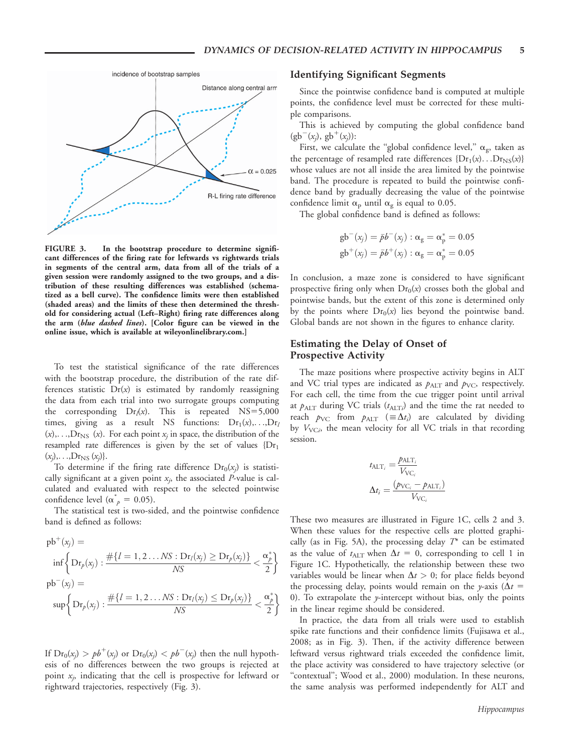incidence of bootstrap samples

Distance along central arm

α = 0.025

R-L firing rate difference

**FIGURE 3. In the bootstrap procedure to determine significant differences of the firing rate for leftwards vs rightwards trials in segments of the central arm, data from all of the trials of a given session were randomly assigned to the two groups, and a distribution of these resulting differences was established (schematized as a bell curve). The confidence limits were then established (shaded areas) and the limits of these then determined the threshold for considering actual (Left–Right) firing rate differences along the arm (*blue dashed lines*). [Color figure can be viewed in the online issue, which is available at wileyonlinelibrary.com.]**

To test the statistical significance of the rate differences with the bootstrap procedure, the distribution of the rate differences statistic $\mathrm{Dr}(x)$ is estimated by randomly reassigning the data from each trial into two surrogate groups computing the corresponding $\mathrm{Dr}_l(x)$. This is repeated NS=5,000 times, giving as a result NS functions: $\mathrm{Dr}_1(x),\ldots,\mathrm{Dr}_l(x),\ldots,\mathrm{Dr}_{NS}(x)$. For each point $x_j$ in space, the distribution of the resampled rate differences is given by the set of values $\{\mathrm{Dr}_1(x_j),\ldots,\mathrm{Dr}_{NS}(x_j)\}$.

To determine if the firing rate difference $\mathrm{Dr}_0(x_j)$ is statistically significant at a given point $x_j$, the associated $P$-value is calculated and evaluated with respect to the selected pointwise confidence level ($\alpha^*_p = 0.05$).

The statistical test is two-sided, and the pointwise confidence band is defined as follows:

$$\mathrm{pb}^+(x_j) = \inf\left\{\mathrm{Dr}_p(x_j) : \frac{\#\{l = 1,2\ldots NS : \mathrm{Dr}_l(x_j) \geq \mathrm{Dr}_p(x_j)\}}{NS} < \frac{\alpha_p^*}{2}\right\}$$

$$\mathrm{pb}^-(x_j) = \sup\left\{\mathrm{Dr}_p(x_j) : \frac{\#\{l = 1,2\ldots NS : \mathrm{Dr}_l(x_j) \leq \mathrm{Dr}_p(x_j)\}}{NS} < \frac{\alpha_p^*}{2}\right\}$$

If $\mathrm{Dr}_0(x_j) > pb^+(x_j)$ or $\mathrm{Dr}_0(x_j) < pb^-(x_j)$ then the null hypothesis of no differences between the two groups is rejected at point $x_j$, indicating that the cell is prospective for leftward or rightward trajectories, respectively (Fig. 3).

## Identifying Significant Segments

Since the pointwise confidence band is computed at multiple points, the confidence level must be corrected for these multiple comparisons.

This is achieved by computing the global confidence band $(\mathrm{gb}^-(x_j), \mathrm{gb}^+(x_j))$:

First, we calculate the "global confidence level," $\alpha_g$, taken as the percentage of resampled rate differences $\{\mathrm{Dr}_1(x)\ldots\mathrm{Dr}_{NS}(x)\}$ whose values are not all inside the area limited by the pointwise band. The procedure is repeated to build the pointwise confidence band by gradually decreasing the value of the pointwise confidence limit $\alpha_p$ until $\alpha_g$ is equal to 0.05.

The global confidence band is defined as follows:

$$\mathrm{gb}^-(x_j) = \bar{p}b^-(x_j) : \alpha_g = \alpha_p^* = 0.05$$
$$\mathrm{gb}^+(x_j) = \bar{p}b^+(x_j) : \alpha_g = \alpha_p^* = 0.05$$

In conclusion, a maze zone is considered to have significant prospective firing only when $\mathrm{Dr}_0(x)$ crosses both the global and pointwise bands, but the extent of this zone is determined only by the points where $\mathrm{Dr}_0(x)$ lies beyond the pointwise band. Global bands are not shown in the figures to enhance clarity.

## Estimating the Delay of Onset of Prospective Activity

The maze positions where prospective activity begins in ALT and VC trial types are indicated as $p_{\mathrm{ALT}}$ and $p_{\mathrm{VC}}$, respectively. For each cell, the time from the cue trigger point until arrival at $p_{\mathrm{ALT}}$ during VC trials ($t_{\mathrm{ALT}i}$) and the time the rat needed to reach $p_{\mathrm{VC}}$ from $p_{\mathrm{ALT}}$ ($\equiv \Delta t_i$) are calculated by dividing by $V_{\mathrm{VC}i}$, the mean velocity for all VC trials in that recording session.

$$t_{\mathrm{ALT}_i} = \frac{p_{\mathrm{ALT}_i}}{V_{\mathrm{VC}_i}}$$

$$\Delta t_i = \frac{(p_{\mathrm{VC}_i} - p_{\mathrm{ALT}_i})}{V_{\mathrm{VC}_i}}$$

These two measures are illustrated in Figure 1C, cells 2 and 3. When these values for the respective cells are plotted graphically (as in Fig. 5A), the processing delay $T^*$ can be estimated as the value of $t_{\mathrm{ALT}}$ when $\Delta t = 0$, corresponding to cell 1 in Figure 1C. Hypothetically, the relationship between these two variables would be linear when $\Delta t > 0$; for place fields beyond the processing delay, points would remain on the $y$-axis ($\Delta t = 0$). To extrapolate the $y$-intercept without bias, only the points in the linear regime should be considered.

In practice, the data from all trials were used to establish spike rate functions and their confidence limits (Fujisawa et al., 2008; as in Fig. 3). Then, if the activity difference between leftward versus rightward trials exceeded the confidence limit, the place activity was considered to have trajectory selective (or "contextual"; Wood et al., 2000) modulation. In these neurons, the same analysis was performed independently for ALT and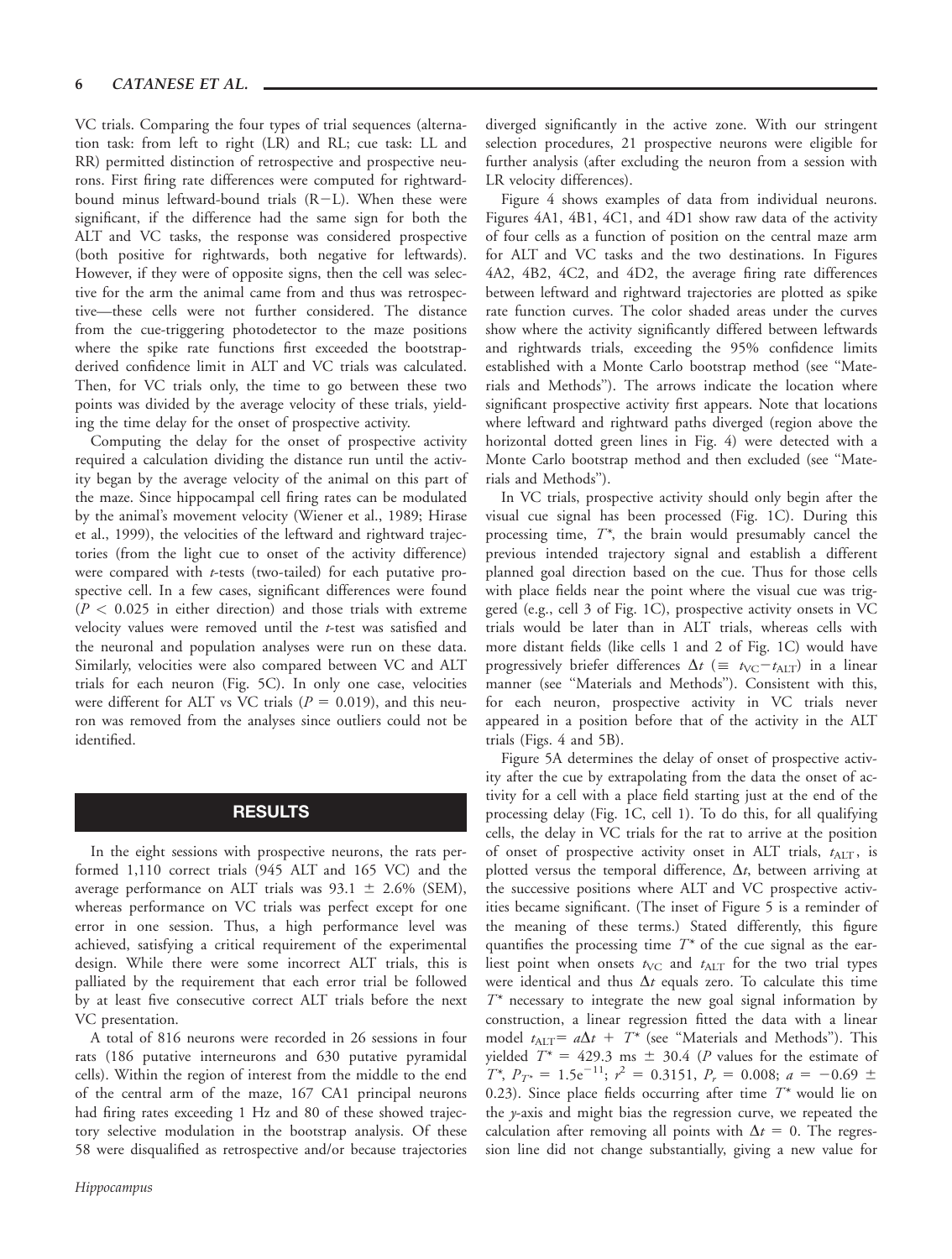VC trials. Comparing the four types of trial sequences (alternation task: from left to right (LR) and RL; cue task: LL and RR) permitted distinction of retrospective and prospective neurons. First firing rate differences were computed for rightward-bound minus leftward-bound trials (R−L). When these were significant, if the difference had the same sign for both the ALT and VC tasks, the response was considered prospective (both positive for rightwards, both negative for leftwards). However, if they were of opposite signs, then the cell was selective for the arm the animal came from and thus was retrospective—these cells were not further considered. The distance from the cue-triggering photodetector to the maze positions where the spike rate functions first exceeded the bootstrap-derived confidence limit in ALT and VC trials was calculated. Then, for VC trials only, the time to go between these two points was divided by the average velocity of these trials, yielding the time delay for the onset of prospective activity.

Computing the delay for the onset of prospective activity required a calculation dividing the distance run until the activity began by the average velocity of the animal on this part of the maze. Since hippocampal cell firing rates can be modulated by the animal's movement velocity (Wiener et al., 1989; Hirase et al., 1999), the velocities of the leftward and rightward trajectories (from the light cue to onset of the activity difference) were compared with *t*-tests (two-tailed) for each putative prospective cell. In a few cases, significant differences were found ($P < 0.025$ in either direction) and those trials with extreme velocity values were removed until the *t*-test was satisfied and the neuronal and population analyses were run on these data. Similarly, velocities were also compared between VC and ALT trials for each neuron (Fig. 5C). In only one case, velocities were different for ALT vs VC trials ($P = 0.019$), and this neuron was removed from the analyses since outliers could not be identified.

## RESULTS

In the eight sessions with prospective neurons, the rats performed 1,110 correct trials (945 ALT and 165 VC) and the average performance on ALT trials was 93.1 ± 2.6% (SEM), whereas performance on VC trials was perfect except for one error in one session. Thus, a high performance level was achieved, satisfying a critical requirement of the experimental design. While there were some incorrect ALT trials, this is palliated by the requirement that each error trial be followed by at least five consecutive correct ALT trials before the next VC presentation.

A total of 816 neurons were recorded in 26 sessions in four rats (186 putative interneurons and 630 putative pyramidal cells). Within the region of interest from the middle to the end of the central arm of the maze, 167 CA1 principal neurons had firing rates exceeding 1 Hz and 80 of these showed trajectory selective modulation in the bootstrap analysis. Of these 58 were disqualified as retrospective and/or because trajectories diverged significantly in the active zone. With our stringent selection procedures, 21 prospective neurons were eligible for further analysis (after excluding the neuron from a session with LR velocity differences).

Figure 4 shows examples of data from individual neurons. Figures 4A1, 4B1, 4C1, and 4D1 show raw data of the activity of four cells as a function of position on the central maze arm for ALT and VC tasks and the two destinations. In Figures 4A2, 4B2, 4C2, and 4D2, the average firing rate differences between leftward and rightward trajectories are plotted as spike rate function curves. The color shaded areas under the curves show where the activity significantly differed between leftwards and rightwards trials, exceeding the 95% confidence limits established with a Monte Carlo bootstrap method (see "Materials and Methods"). The arrows indicate the location where significant prospective activity first appears. Note that locations where leftward and rightward paths diverged (region above the horizontal dotted green lines in Fig. 4) were detected with a Monte Carlo bootstrap method and then excluded (see "Materials and Methods").

In VC trials, prospective activity should only begin after the visual cue signal has been processed (Fig. 1C). During this processing time, $T^*$, the brain would presumably cancel the previous intended trajectory signal and establish a different planned goal direction based on the cue. Thus for those cells with place fields near the point where the visual cue was triggered (e.g., cell 3 of Fig. 1C), prospective activity onsets in VC trials would be later than in ALT trials, whereas cells with more distant fields (like cells 1 and 2 of Fig. 1C) would have progressively briefer differences $\Delta t$ ($\equiv t_{VC} - t_{ALT}$) in a linear manner (see "Materials and Methods"). Consistent with this, for each neuron, prospective activity in VC trials never appeared in a position before that of the activity in the ALT trials (Figs. 4 and 5B).

Figure 5A determines the delay of onset of prospective activity after the cue by extrapolating from the data the onset of activity for a cell with a place field starting just at the end of the processing delay (Fig. 1C, cell 1). To do this, for all qualifying cells, the delay in VC trials for the rat to arrive at the position of onset of prospective activity onset in ALT trials, $t_{ALT}$, is plotted versus the temporal difference, $\Delta t$, between arriving at the successive positions where ALT and VC prospective activities became significant. (The inset of Figure 5 is a reminder of the meaning of these terms.) Stated differently, this figure quantifies the processing time $T^*$ of the cue signal as the earliest point when onsets $t_{VC}$ and $t_{ALT}$ for the two trial types were identical and thus $\Delta t$ equals zero. To calculate this time $T^*$ necessary to integrate the new goal signal information by construction, a linear regression fitted the data with a linear model $t_{ALT} = a\Delta t + T^*$ (see "Materials and Methods"). This yielded $T^* = 429.3$ ms ± 30.4 ($P$ values for the estimate of $T^*$, $P_{T^*} = 1.5e^{-11}$; $r^2 = 0.3151$, $P_r = 0.008$; $a = -0.69 \pm 0.23$). Since place fields occurring after time $T^*$ would lie on the *y*-axis and might bias the regression curve, we repeated the calculation after removing all points with $\Delta t = 0$. The regression line did not change substantially, giving a new value for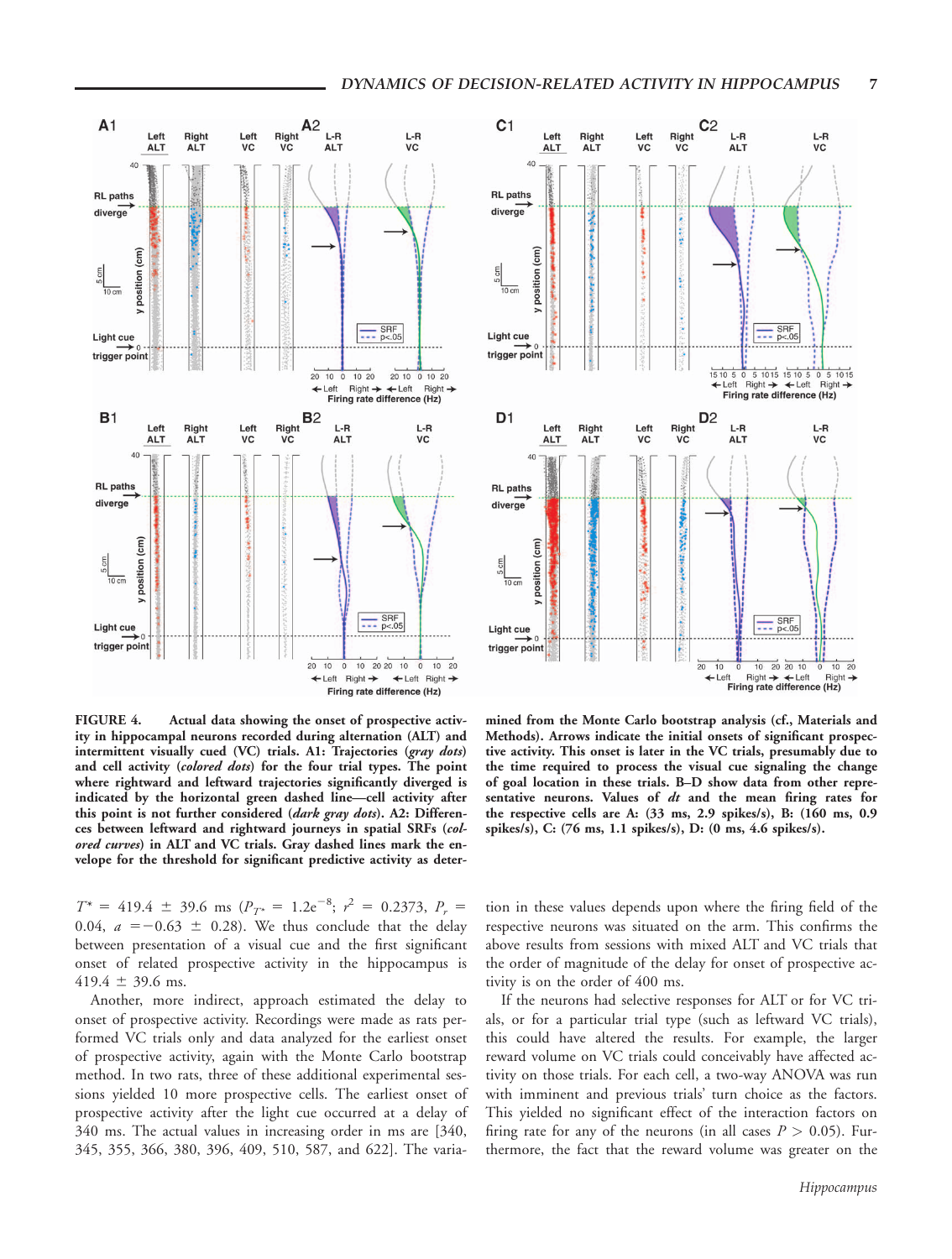A1
Left ALT
Right ALT
Left VC
Right VC
A2
L-R ALT
L-R VC
40
RL paths diverge
5 cm
10 cm
y position (cm)
Light cue trigger point
0
SRF
p<.05
20 10 0 10 20
20 10 0 10 20
← Left Right →
← Left Right →
Firing rate difference (Hz)

B1
Left ALT
Right ALT
Left VC
Right VC
B2
L-R ALT
L-R VC
40
RL paths diverge
5 cm
10 cm
y position (cm)
Light cue trigger point
0
SRF
p<.05
20 10 0 10 20
20 10 0 10 20
← Left Right →
← Left Right →
Firing rate difference (Hz)

C1
Left ALT
Right ALT
Left VC
Right VC
C2
L-R ALT
L-R VC
40
RL paths diverge
5 cm
10 cm
y position (cm)
Light cue trigger point
0
SRF
p<.05
15 10 5 0 5 10 15
15 10 5 0 5 10 15
← Left Right →
← Left Right →
Firing rate difference (Hz)

D1
Left ALT
Right ALT
Left VC
Right VC
D2
L-R ALT
L-R VC
40
RL paths diverge
5 cm
10 cm
y position (cm)
Light cue trigger point
0
SRF
p<.05
20 10 0 10 20
20 10 0 10 20
← Left Right →
← Left Right →
Firing rate difference (Hz)

**FIGURE 4. Actual data showing the onset of prospective activity in hippocampal neurons recorded during alternation (ALT) and intermittent visually cued (VC) trials. A1: Trajectories (*gray dots*) and cell activity (*colored dots*) for the four trial types. The point where rightward and leftward trajectories significantly diverged is indicated by the horizontal green dashed line—cell activity after this point is not further considered (*dark gray dots*). A2: Differences between leftward and rightward journeys in spatial SRFs (*colored curves*) in ALT and VC trials. Gray dashed lines mark the envelope for the threshold for significant predictive activity as determined from the Monte Carlo bootstrap analysis (cf., Materials and Methods). Arrows indicate the initial onsets of significant prospective activity. This onset is later in the VC trials, presumably due to the time required to process the visual cue signaling the change of goal location in these trials. B–D show data from other representative neurons. Values of *dt* and the mean firing rates for the respective cells are A: (33 ms, 2.9 spikes/s), B: (160 ms, 0.9 spikes/s), C: (76 ms, 1.1 spikes/s), D: (0 ms, 4.6 spikes/s).**

$T^* = 419.4 \pm 39.6$ ms ($P_{T^*} = 1.2e^{-8}$; $r^2 = 0.2373$, $P_r = 0.04$, $a = -0.63 \pm 0.28$). We thus conclude that the delay between presentation of a visual cue and the first significant onset of related prospective activity in the hippocampus is $419.4 \pm 39.6$ ms.

Another, more indirect, approach estimated the delay to onset of prospective activity. Recordings were made as rats performed VC trials only and data analyzed for the earliest onset of prospective activity, again with the Monte Carlo bootstrap method. In two rats, three of these additional experimental sessions yielded 10 more prospective cells. The earliest onset of prospective activity after the light cue occurred at a delay of 340 ms. The actual values in increasing order in ms are [340, 345, 355, 366, 380, 396, 409, 510, 587, and 622]. The variation in these values depends upon where the firing field of the respective neurons was situated on the arm. This confirms the above results from sessions with mixed ALT and VC trials that the order of magnitude of the delay for onset of prospective activity is on the order of 400 ms.

If the neurons had selective responses for ALT or for VC trials, or for a particular trial type (such as leftward VC trials), this could have altered the results. For example, the larger reward volume on VC trials could conceivably have affected activity on those trials. For each cell, a two-way ANOVA was run with imminent and previous trials' turn choice as the factors. This yielded no significant effect of the interaction factors on firing rate for any of the neurons (in all cases $P > 0.05$). Furthermore, the fact that the reward volume was greater on the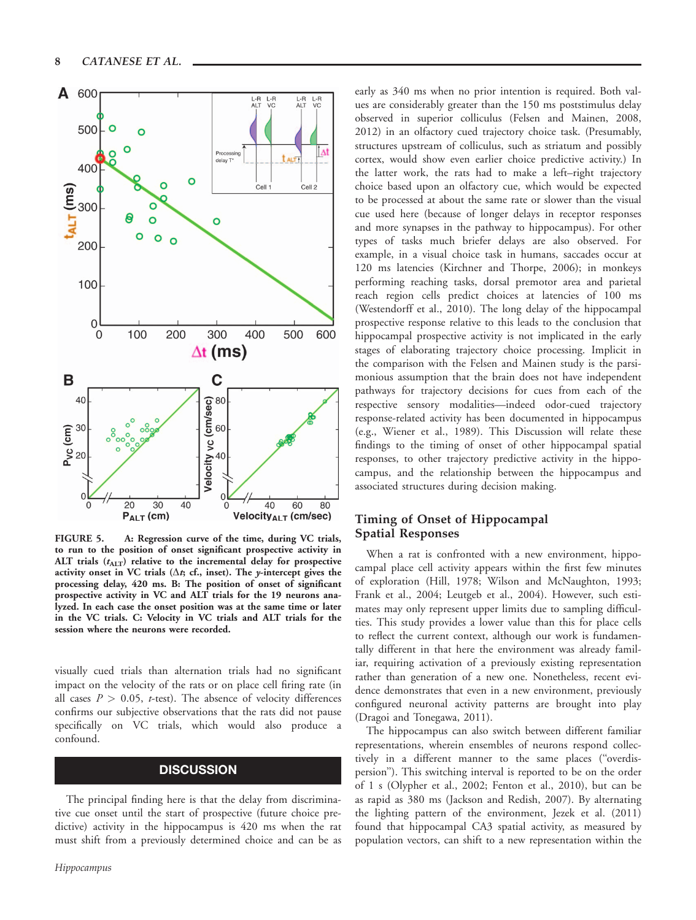A
600
500
400
300
200
100
0
$t_{ALT}$ (ms)
0 100 200 300 400 500 600
$\Delta t$ (ms)
L-R ALT L-R VC L-R ALT L-R VC
Processing delay T*
$t_{ALT}$
$\Delta t$
Cell 1
Cell 2

B
40
30
20
0
$P_{VC}$ (cm)
0 20 30 40
$P_{ALT}$ (cm)

C
80
60
40
0
Velocity vc (cm/sec)
0 40 60 80
$Velocity_{ALT}$ (cm/sec)

**FIGURE 5. A: Regression curve of the time, during VC trials, to run to the position of onset significant prospective activity in ALT trials ($t_{ALT}$) relative to the incremental delay for prospective activity onset in VC trials ($\Delta t$; cf., inset). The *y*-intercept gives the processing delay, 420 ms. B: The position of onset of significant prospective activity in VC and ALT trials for the 19 neurons analyzed. In each case the onset position was at the same time or later in the VC trials. C: Velocity in VC trials and ALT trials for the session where the neurons were recorded.**

visually cued trials than alternation trials had no significant impact on the velocity of the rats or on place cell firing rate (in all cases $P > 0.05$, *t*-test). The absence of velocity differences confirms our subjective observations that the rats did not pause specifically on VC trials, which would also produce a confound.

## DISCUSSION

The principal finding here is that the delay from discriminative cue onset until the start of prospective (future choice predictive) activity in the hippocampus is 420 ms when the rat must shift from a previously determined choice and can be as early as 340 ms when no prior intention is required. Both values are considerably greater than the 150 ms poststimulus delay observed in superior colliculus (Felsen and Mainen, 2008, 2012) in an olfactory cued trajectory choice task. (Presumably, structures upstream of colliculus, such as striatum and possibly cortex, would show even earlier choice predictive activity.) In the latter work, the rats had to make a left–right trajectory choice based upon an olfactory cue, which would be expected to be processed at about the same rate or slower than the visual cue used here (because of longer delays in receptor responses and more synapses in the pathway to hippocampus). For other types of tasks much briefer delays are also observed. For example, in a visual choice task in humans, saccades occur at 120 ms latencies (Kirchner and Thorpe, 2006); in monkeys performing reaching tasks, dorsal premotor area and parietal reach region cells predict choices at latencies of 100 ms (Westendorff et al., 2010). The long delay of the hippocampal prospective response relative to this leads to the conclusion that hippocampal prospective activity is not implicated in the early stages of elaborating trajectory choice processing. Implicit in the comparison with the Felsen and Mainen study is the parsimonious assumption that the brain does not have independent pathways for trajectory decisions for cues from each of the respective sensory modalities—indeed odor-cued trajectory response-related activity has been documented in hippocampus (e.g., Wiener et al., 1989). This Discussion will relate these findings to the timing of onset of other hippocampal spatial responses, to other trajectory predictive activity in the hippocampus, and the relationship between the hippocampus and associated structures during decision making.

### Timing of Onset of Hippocampal Spatial Responses

When a rat is confronted with a new environment, hippocampal place cell activity appears within the first few minutes of exploration (Hill, 1978; Wilson and McNaughton, 1993; Frank et al., 2004; Leutgeb et al., 2004). However, such estimates may only represent upper limits due to sampling difficulties. This study provides a lower value than this for place cells to reflect the current context, although our work is fundamentally different in that here the environment was already familiar, requiring activation of a previously existing representation rather than generation of a new one. Nonetheless, recent evidence demonstrates that even in a new environment, previously configured neuronal activity patterns are brought into play (Dragoi and Tonegawa, 2011).

The hippocampus can also switch between different familiar representations, wherein ensembles of neurons respond collectively in a different manner to the same places ("overdispersion"). This switching interval is reported to be on the order of 1 s (Olypher et al., 2002; Fenton et al., 2010), but can be as rapid as 380 ms (Jackson and Redish, 2007). By alternating the lighting pattern of the environment, Jezek et al. (2011) found that hippocampal CA3 spatial activity, as measured by population vectors, can shift to a new representation within the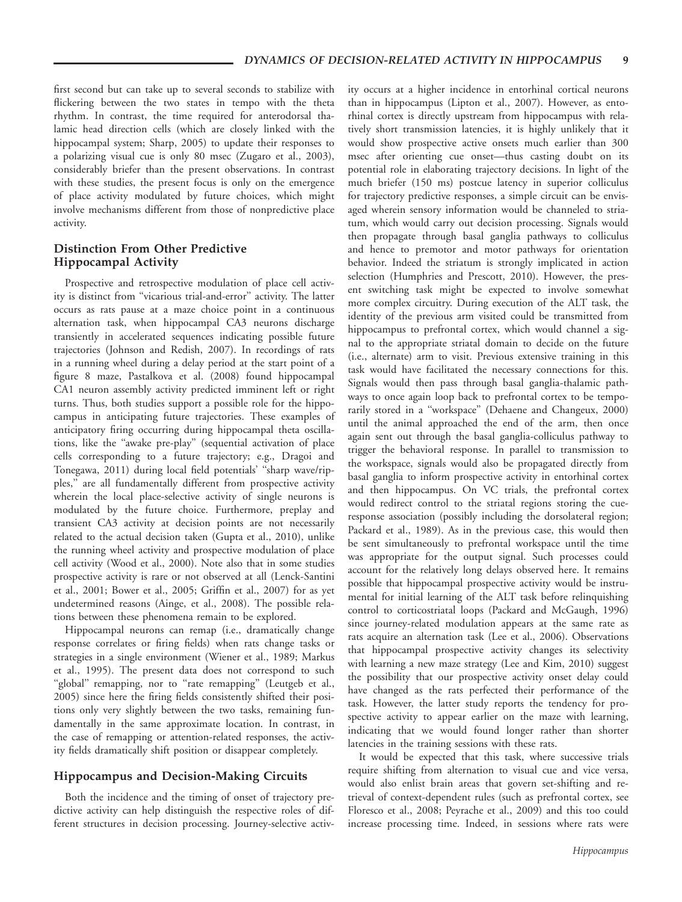first second but can take up to several seconds to stabilize with flickering between the two states in tempo with the theta rhythm. In contrast, the time required for anterodorsal thalamic head direction cells (which are closely linked with the hippocampal system; Sharp, 2005) to update their responses to a polarizing visual cue is only 80 msec (Zugaro et al., 2003), considerably briefer than the present observations. In contrast with these studies, the present focus is only on the emergence of place activity modulated by future choices, which might involve mechanisms different from those of nonpredictive place activity.

### Distinction From Other Predictive Hippocampal Activity

Prospective and retrospective modulation of place cell activity is distinct from "vicarious trial-and-error" activity. The latter occurs as rats pause at a maze choice point in a continuous alternation task, when hippocampal CA3 neurons discharge transiently in accelerated sequences indicating possible future trajectories (Johnson and Redish, 2007). In recordings of rats in a running wheel during a delay period at the start point of a figure 8 maze, Pastalkova et al. (2008) found hippocampal CA1 neuron assembly activity predicted imminent left or right turns. Thus, both studies support a possible role for the hippocampus in anticipating future trajectories. These examples of anticipatory firing occurring during hippocampal theta oscillations, like the "awake pre-play" (sequential activation of place cells corresponding to a future trajectory; e.g., Dragoi and Tonegawa, 2011) during local field potentials' "sharp wave/ripples," are all fundamentally different from prospective activity wherein the local place-selective activity of single neurons is modulated by the future choice. Furthermore, preplay and transient CA3 activity at decision points are not necessarily related to the actual decision taken (Gupta et al., 2010), unlike the running wheel activity and prospective modulation of place cell activity (Wood et al., 2000). Note also that in some studies prospective activity is rare or not observed at all (Lenck-Santini et al., 2001; Bower et al., 2005; Griffin et al., 2007) for as yet undetermined reasons (Ainge, et al., 2008). The possible relations between these phenomena remain to be explored.

Hippocampal neurons can remap (i.e., dramatically change response correlates or firing fields) when rats change tasks or strategies in a single environment (Wiener et al., 1989; Markus et al., 1995). The present data does not correspond to such "global" remapping, nor to "rate remapping" (Leutgeb et al., 2005) since here the firing fields consistently shifted their positions only very slightly between the two tasks, remaining fundamentally in the same approximate location. In contrast, in the case of remapping or attention-related responses, the activity fields dramatically shift position or disappear completely.

### Hippocampus and Decision-Making Circuits

Both the incidence and the timing of onset of trajectory predictive activity can help distinguish the respective roles of different structures in decision processing. Journey-selective activity occurs at a higher incidence in entorhinal cortical neurons than in hippocampus (Lipton et al., 2007). However, as entorhinal cortex is directly upstream from hippocampus with relatively short transmission latencies, it is highly unlikely that it would show prospective active onsets much earlier than 300 msec after orienting cue onset—thus casting doubt on its potential role in elaborating trajectory decisions. In light of the much briefer (150 ms) postcue latency in superior colliculus for trajectory predictive responses, a simple circuit can be envisaged wherein sensory information would be channeled to striatum, which would carry out decision processing. Signals would then propagate through basal ganglia pathways to colliculus and hence to premotor and motor pathways for orientation behavior. Indeed the striatum is strongly implicated in action selection (Humphries and Prescott, 2010). However, the present switching task might be expected to involve somewhat more complex circuitry. During execution of the ALT task, the identity of the previous arm visited could be transmitted from hippocampus to prefrontal cortex, which would channel a signal to the appropriate striatal domain to decide on the future (i.e., alternate) arm to visit. Previous extensive training in this task would have facilitated the necessary connections for this. Signals would then pass through basal ganglia-thalamic pathways to once again loop back to prefrontal cortex to be temporarily stored in a "workspace" (Dehaene and Changeux, 2000) until the animal approached the end of the arm, then once again sent out through the basal ganglia-colliculus pathway to trigger the behavioral response. In parallel to transmission to the workspace, signals would also be propagated directly from basal ganglia to inform prospective activity in entorhinal cortex and then hippocampus. On VC trials, the prefrontal cortex would redirect control to the striatal regions storing the cue-response association (possibly including the dorsolateral region; Packard et al., 1989). As in the previous case, this would then be sent simultaneously to prefrontal workspace until the time was appropriate for the output signal. Such processes could account for the relatively long delays observed here. It remains possible that hippocampal prospective activity would be instrumental for initial learning of the ALT task before relinquishing control to corticostriatal loops (Packard and McGaugh, 1996) since journey-related modulation appears at the same rate as rats acquire an alternation task (Lee et al., 2006). Observations that hippocampal prospective activity changes its selectivity with learning a new maze strategy (Lee and Kim, 2010) suggest the possibility that our prospective activity onset delay could have changed as the rats perfected their performance of the task. However, the latter study reports the tendency for prospective activity to appear earlier on the maze with learning, indicating that we would found longer rather than shorter latencies in the training sessions with these rats.

It would be expected that this task, where successive trials require shifting from alternation to visual cue and vice versa, would also enlist brain areas that govern set-shifting and retrieval of context-dependent rules (such as prefrontal cortex, see Floresco et al., 2008; Peyrache et al., 2009) and this too could increase processing time. Indeed, in sessions where rats were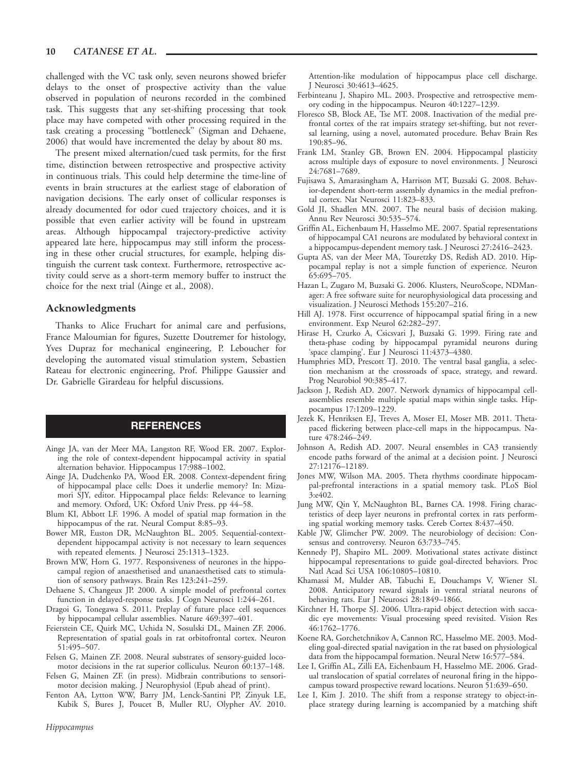challenged with the VC task only, seven neurons showed briefer delays to the onset of prospective activity than the value observed in population of neurons recorded in the combined task. This suggests that any set-shifting processing that took place may have competed with other processing required in the task creating a processing "bottleneck" (Sigman and Dehaene, 2006) that would have incremented the delay by about 80 ms.

The present mixed alternation/cued task permits, for the first time, distinction between retrospective and prospective activity in continuous trials. This could help determine the time-line of events in brain structures at the earliest stage of elaboration of navigation decisions. The early onset of collicular responses is already documented for odor cued trajectory choices, and it is possible that even earlier activity will be found in upstream areas. Although hippocampal trajectory-predictive activity appeared late here, hippocampus may still inform the processing in these other crucial structures, for example, helping distinguish the current task context. Furthermore, retrospective activity could serve as a short-term memory buffer to instruct the choice for the next trial (Ainge et al., 2008).

## Acknowledgments

Thanks to Alice Fruchart for animal care and perfusions, France Maloumian for figures, Suzette Doutremer for histology, Yves Dupraz for mechanical engineering, P. Leboucher for developing the automated visual stimulation system, Sebastien Rateau for electronic engineering, Prof. Philippe Gaussier and Dr. Gabrielle Girardeau for helpful discussions.

## REFERENCES

Ainge JA, van der Meer MA, Langston RF, Wood ER. 2007. Exploring the role of context-dependent hippocampal activity in spatial alternation behavior. Hippocampus 17:988–1002.

Ainge JA, Dudchenko PA, Wood ER. 2008. Context-dependent firing of hippocampal place cells: Does it underlie memory? In: Mizumori SJY, editor. Hippocampal place fields: Relevance to learning and memory. Oxford, UK: Oxford Univ Press. pp 44–58.

Blum KI, Abbott LF. 1996. A model of spatial map formation in the hippocampus of the rat. Neural Comput 8:85–93.

Bower MR, Euston DR, McNaughton BL. 2005. Sequential-context-dependent hippocampal activity is not necessary to learn sequences with repeated elements. J Neurosci 25:1313–1323.

Brown MW, Horn G. 1977. Responsiveness of neurones in the hippocampal region of anaesthetised and unanaesthetised cats to stimulation of sensory pathways. Brain Res 123:241–259.

Dehaene S, Changeux JP. 2000. A simple model of prefrontal cortex function in delayed-response tasks. J Cogn Neurosci 1:244–261.

Dragoi G, Tonegawa S. 2011. Preplay of future place cell sequences by hippocampal cellular assemblies. Nature 469:397–401.

Feierstein CE, Quirk MC, Uchida N, Sosulski DL, Mainen ZF. 2006. Representation of spatial goals in rat orbitofrontal cortex. Neuron 51:495–507.

Felsen G, Mainen ZF. 2008. Neural substrates of sensory-guided locomotor decisions in the rat superior colliculus. Neuron 60:137–148.

Felsen G, Mainen ZF. (in press). Midbrain contributions to sensorimotor decision making. J Neurophysiol (Epub ahead of print).

Fenton AA, Lytton WW, Barry JM, Lenck-Santini PP, Zinyuk LE, Kubik S, Bures J, Poucet B, Muller RU, Olypher AV. 2010. Attention-like modulation of hippocampus place cell discharge. J Neurosci 30:4613–4625.

Ferbinteanu J, Shapiro ML. 2003. Prospective and retrospective memory coding in the hippocampus. Neuron 40:1227–1239.

Floresco SB, Block AE, Tse MT. 2008. Inactivation of the medial prefrontal cortex of the rat impairs strategy set-shifting, but not reversal learning, using a novel, automated procedure. Behav Brain Res 190:85–96.

Frank LM, Stanley GB, Brown EN. 2004. Hippocampal plasticity across multiple days of exposure to novel environments. J Neurosci 24:7681–7689.

Fujisawa S, Amarasingham A, Harrison MT, Buzsaki G. 2008. Behavior-dependent short-term assembly dynamics in the medial prefrontal cortex. Nat Neurosci 11:823–833.

Gold JI, Shadlen MN. 2007. The neural basis of decision making. Annu Rev Neurosci 30:535–574.

Griffin AL, Eichenbaum H, Hasselmo ME. 2007. Spatial representations of hippocampal CA1 neurons are modulated by behavioral context in a hippocampus-dependent memory task. J Neurosci 27:2416–2423.

Gupta AS, van der Meer MA, Touretzky DS, Redish AD. 2010. Hippocampal replay is not a simple function of experience. Neuron 65:695–705.

Hazan L, Zugaro M, Buzsaki G. 2006. Klusters, NeuroScope, NDManager: A free software suite for neurophysiological data processing and visualization. J Neurosci Methods 155:207–216.

Hill AJ. 1978. First occurrence of hippocampal spatial firing in a new environment. Exp Neurol 62:282–297.

Hirase H, Czurko A, Csicsvari J, Buzsaki G. 1999. Firing rate and theta-phase coding by hippocampal pyramidal neurons during 'space clamping'. Eur J Neurosci 11:4373–4380.

Humphries MD, Prescott TJ. 2010. The ventral basal ganglia, a selection mechanism at the crossroads of space, strategy, and reward. Prog Neurobiol 90:385–417.

Jackson J, Redish AD. 2007. Network dynamics of hippocampal cell-assemblies resemble multiple spatial maps within single tasks. Hippocampus 17:1209–1229.

Jezek K, Henriksen EJ, Treves A, Moser EI, Moser MB. 2011. Theta-paced flickering between place-cell maps in the hippocampus. Nature 478:246–249.

Johnson A, Redish AD. 2007. Neural ensembles in CA3 transiently encode paths forward of the animal at a decision point. J Neurosci 27:12176–12189.

Jones MW, Wilson MA. 2005. Theta rhythms coordinate hippocampal-prefrontal interactions in a spatial memory task. PLoS Biol 3:e402.

Jung MW, Qin Y, McNaughton BL, Barnes CA. 1998. Firing characteristics of deep layer neurons in prefrontal cortex in rats performing spatial working memory tasks. Cereb Cortex 8:437–450.

Kable JW, Glimcher PW. 2009. The neurobiology of decision: Consensus and controversy. Neuron 63:733–745.

Kennedy PJ, Shapiro ML. 2009. Motivational states activate distinct hippocampal representations to guide goal-directed behaviors. Proc Natl Acad Sci USA 106:10805–10810.

Khamassi M, Mulder AB, Tabuchi E, Douchamps V, Wiener SI. 2008. Anticipatory reward signals in ventral striatal neurons of behaving rats. Eur J Neurosci 28:1849–1866.

Kirchner H, Thorpe SJ. 2006. Ultra-rapid object detection with saccadic eye movements: Visual processing speed revisited. Vision Res 46:1762–1776.

Koene RA, Gorchetchnikov A, Cannon RC, Hasselmo ME. 2003. Modeling goal-directed spatial navigation in the rat based on physiological data from the hippocampal formation. Neural Netw 16:577–584.

Lee I, Griffin AL, Zilli EA, Eichenbaum H, Hasselmo ME. 2006. Gradual translocation of spatial correlates of neuronal firing in the hippocampus toward prospective reward locations. Neuron 51:639–650.

Lee I, Kim J. 2010. The shift from a response strategy to object-in-place strategy during learning is accompanied by a matching shift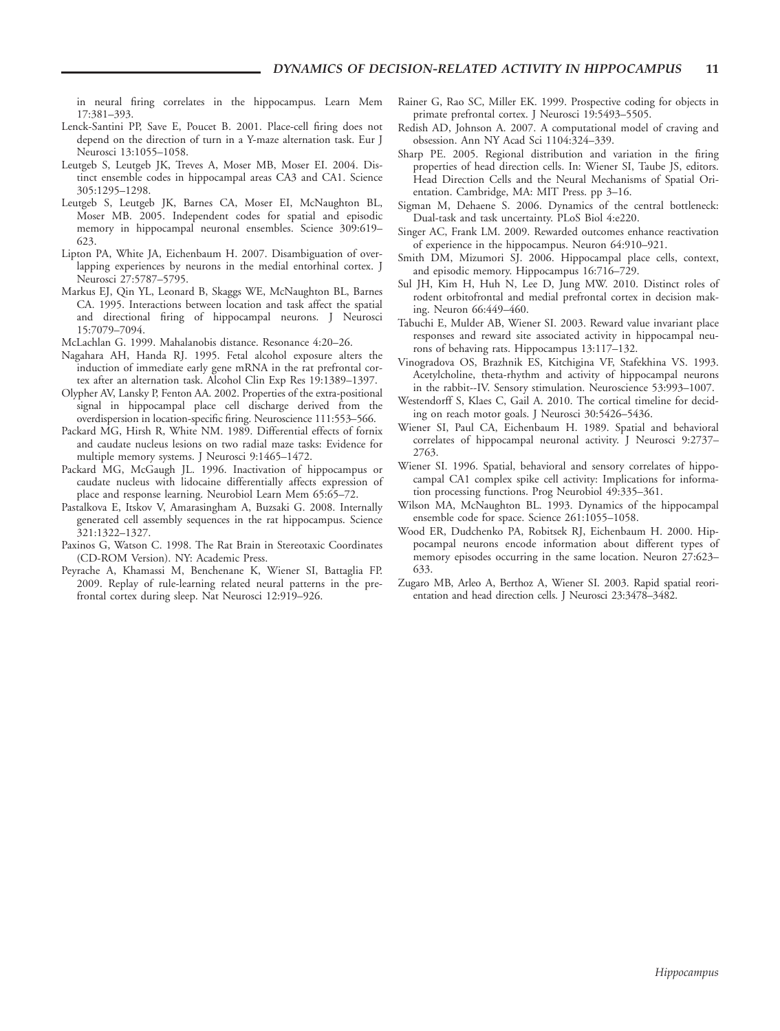in neural firing correlates in the hippocampus. Learn Mem 17:381–393.

Lenck-Santini PP, Save E, Poucet B. 2001. Place-cell firing does not depend on the direction of turn in a Y-maze alternation task. Eur J Neurosci 13:1055–1058.

Leutgeb S, Leutgeb JK, Treves A, Moser MB, Moser EI. 2004. Distinct ensemble codes in hippocampal areas CA3 and CA1. Science 305:1295–1298.

Leutgeb S, Leutgeb JK, Barnes CA, Moser EI, McNaughton BL, Moser MB. 2005. Independent codes for spatial and episodic memory in hippocampal neuronal ensembles. Science 309:619–623.

Lipton PA, White JA, Eichenbaum H. 2007. Disambiguation of overlapping experiences by neurons in the medial entorhinal cortex. J Neurosci 27:5787–5795.

Markus EJ, Qin YL, Leonard B, Skaggs WE, McNaughton BL, Barnes CA. 1995. Interactions between location and task affect the spatial and directional firing of hippocampal neurons. J Neurosci 15:7079–7094.

McLachlan G. 1999. Mahalanobis distance. Resonance 4:20–26.

Nagahara AH, Handa RJ. 1995. Fetal alcohol exposure alters the induction of immediate early gene mRNA in the rat prefrontal cortex after an alternation task. Alcohol Clin Exp Res 19:1389–1397.

Olypher AV, Lansky P, Fenton AA. 2002. Properties of the extra-positional signal in hippocampal place cell discharge derived from the overdispersion in location-specific firing. Neuroscience 111:553–566.

Packard MG, Hirsh R, White NM. 1989. Differential effects of fornix and caudate nucleus lesions on two radial maze tasks: Evidence for multiple memory systems. J Neurosci 9:1465–1472.

Packard MG, McGaugh JL. 1996. Inactivation of hippocampus or caudate nucleus with lidocaine differentially affects expression of place and response learning. Neurobiol Learn Mem 65:65–72.

Pastalkova E, Itskov V, Amarasingham A, Buzsaki G. 2008. Internally generated cell assembly sequences in the rat hippocampus. Science 321:1322–1327.

Paxinos G, Watson C. 1998. The Rat Brain in Stereotaxic Coordinates (CD-ROM Version). NY: Academic Press.

Peyrache A, Khamassi M, Benchenane K, Wiener SI, Battaglia FP. 2009. Replay of rule-learning related neural patterns in the prefrontal cortex during sleep. Nat Neurosci 12:919–926.

Rainer G, Rao SC, Miller EK. 1999. Prospective coding for objects in primate prefrontal cortex. J Neurosci 19:5493–5505.

Redish AD, Johnson A. 2007. A computational model of craving and obsession. Ann NY Acad Sci 1104:324–339.

Sharp PE. 2005. Regional distribution and variation in the firing properties of head direction cells. In: Wiener SI, Taube JS, editors. Head Direction Cells and the Neural Mechanisms of Spatial Orientation. Cambridge, MA: MIT Press. pp 3–16.

Sigman M, Dehaene S. 2006. Dynamics of the central bottleneck: Dual-task and task uncertainty. PLoS Biol 4:e220.

Singer AC, Frank LM. 2009. Rewarded outcomes enhance reactivation of experience in the hippocampus. Neuron 64:910–921.

Smith DM, Mizumori SJ. 2006. Hippocampal place cells, context, and episodic memory. Hippocampus 16:716–729.

Sul JH, Kim H, Huh N, Lee D, Jung MW. 2010. Distinct roles of rodent orbitofrontal and medial prefrontal cortex in decision making. Neuron 66:449–460.

Tabuchi E, Mulder AB, Wiener SI. 2003. Reward value invariant place responses and reward site associated activity in hippocampal neurons of behaving rats. Hippocampus 13:117–132.

Vinogradova OS, Brazhnik ES, Kitchigina VF, Stafekhina VS. 1993. Acetylcholine, theta-rhythm and activity of hippocampal neurons in the rabbit--IV. Sensory stimulation. Neuroscience 53:993–1007.

Westendorff S, Klaes C, Gail A. 2010. The cortical timeline for deciding on reach motor goals. J Neurosci 30:5426–5436.

Wiener SI, Paul CA, Eichenbaum H. 1989. Spatial and behavioral correlates of hippocampal neuronal activity. J Neurosci 9:2737–2763.

Wiener SI. 1996. Spatial, behavioral and sensory correlates of hippocampal CA1 complex spike cell activity: Implications for information processing functions. Prog Neurobiol 49:335–361.

Wilson MA, McNaughton BL. 1993. Dynamics of the hippocampal ensemble code for space. Science 261:1055–1058.

Wood ER, Dudchenko PA, Robitsek RJ, Eichenbaum H. 2000. Hippocampal neurons encode information about different types of memory episodes occurring in the same location. Neuron 27:623–633.

Zugaro MB, Arleo A, Berthoz A, Wiener SI. 2003. Rapid spatial reorientation and head direction cells. J Neurosci 23:3478–3482.